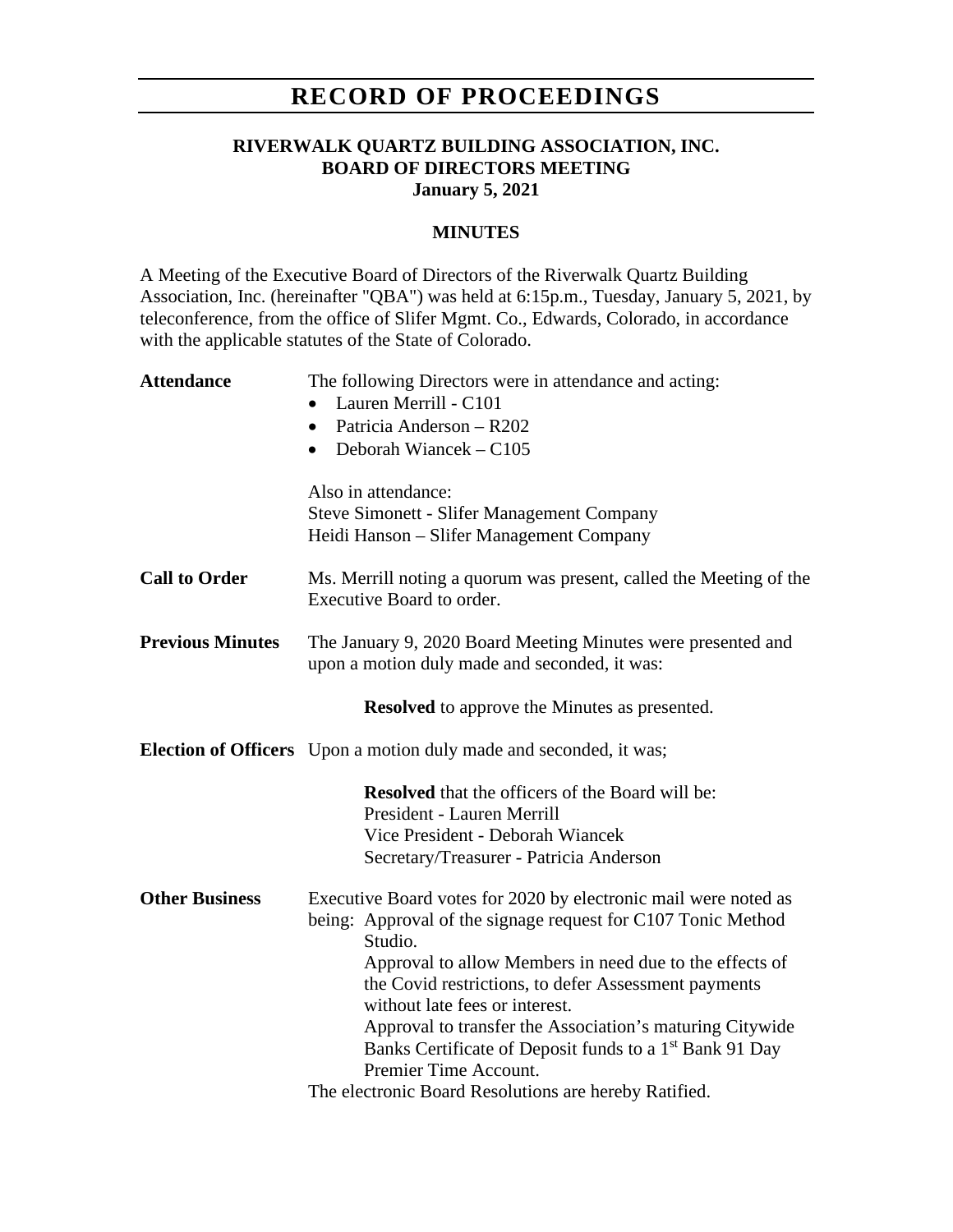# RECORD OF PROCEEDINGS

**RIVERWALK QUARTZ BUILDING ASSOCIATION, INC.**
**BOARD OF DIRECTORS MEETING**
**January 5, 2021**

**MINUTES**

A Meeting of the Executive Board of Directors of the Riverwalk Quartz Building Association, Inc. (hereinafter "QBA") was held at 6:15p.m., Tuesday, January 5, 2021, by teleconference, from the office of Slifer Mgmt. Co., Edwards, Colorado, in accordance with the applicable statutes of the State of Colorado.

**Attendance**

The following Directors were in attendance and acting:

- Lauren Merrill - C101
- Patricia Anderson – R202
- Deborah Wiancek – C105

Also in attendance:
Steve Simonett - Slifer Management Company
Heidi Hanson – Slifer Management Company

**Call to Order**

Ms. Merrill noting a quorum was present, called the Meeting of the Executive Board to order.

**Previous Minutes**

The January 9, 2020 Board Meeting Minutes were presented and upon a motion duly made and seconded, it was:

**Resolved** to approve the Minutes as presented.

**Election of Officers**

Upon a motion duly made and seconded, it was;

**Resolved** that the officers of the Board will be:
President - Lauren Merrill
Vice President - Deborah Wiancek
Secretary/Treasurer - Patricia Anderson

**Other Business**

Executive Board votes for 2020 by electronic mail were noted as being: Approval of the signage request for C107 Tonic Method Studio.
Approval to allow Members in need due to the effects of the Covid restrictions, to defer Assessment payments without late fees or interest.
Approval to transfer the Association's maturing Citywide Banks Certificate of Deposit funds to a 1st Bank 91 Day Premier Time Account.
The electronic Board Resolutions are hereby Ratified.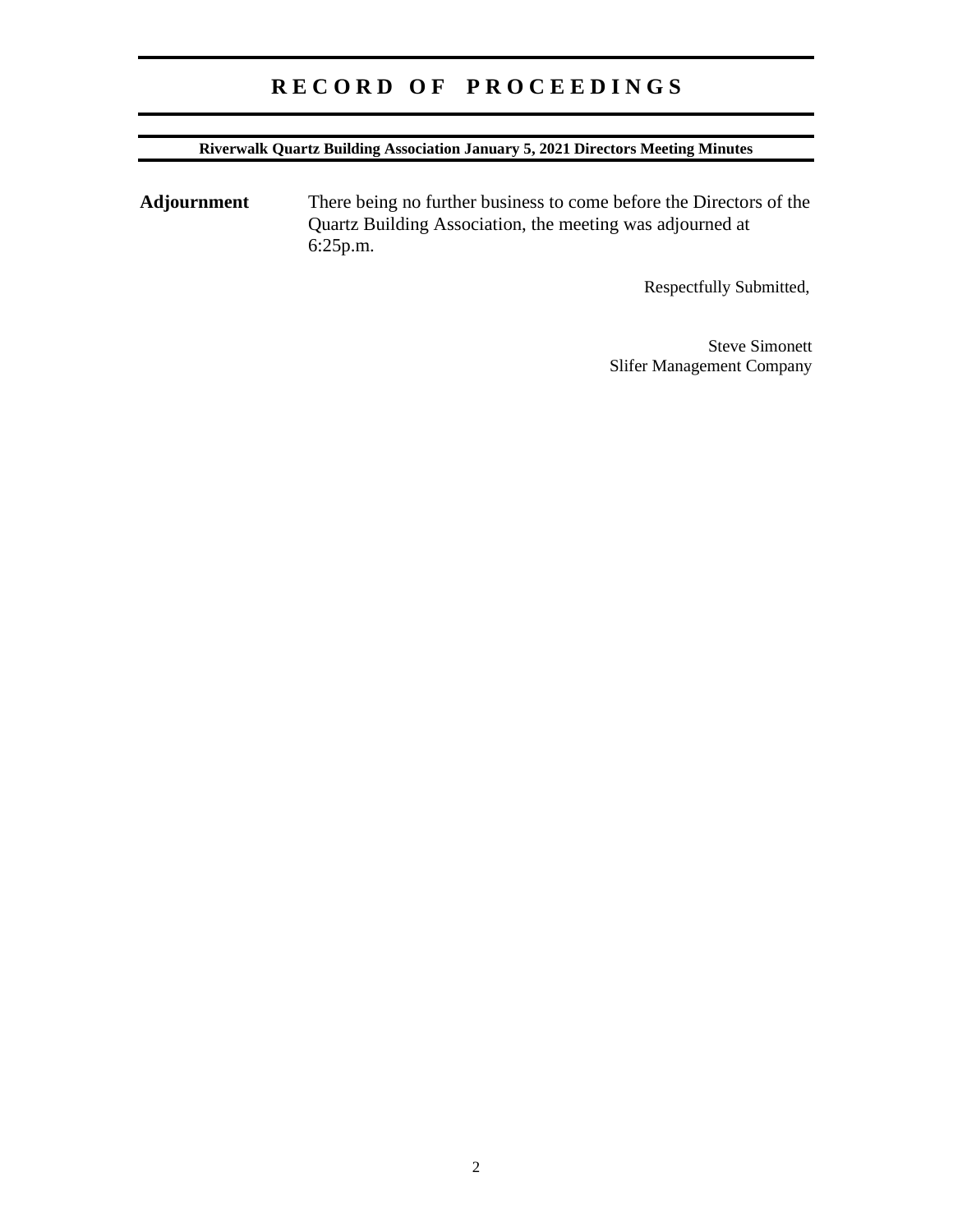# RECORD OF PROCEEDINGS

**Riverwalk Quartz Building Association January 5, 2021 Directors Meeting Minutes**

**Adjournment**

There being no further business to come before the Directors of the Quartz Building Association, the meeting was adjourned at 6:25p.m.

Respectfully Submitted,

Steve Simonett
Slifer Management Company